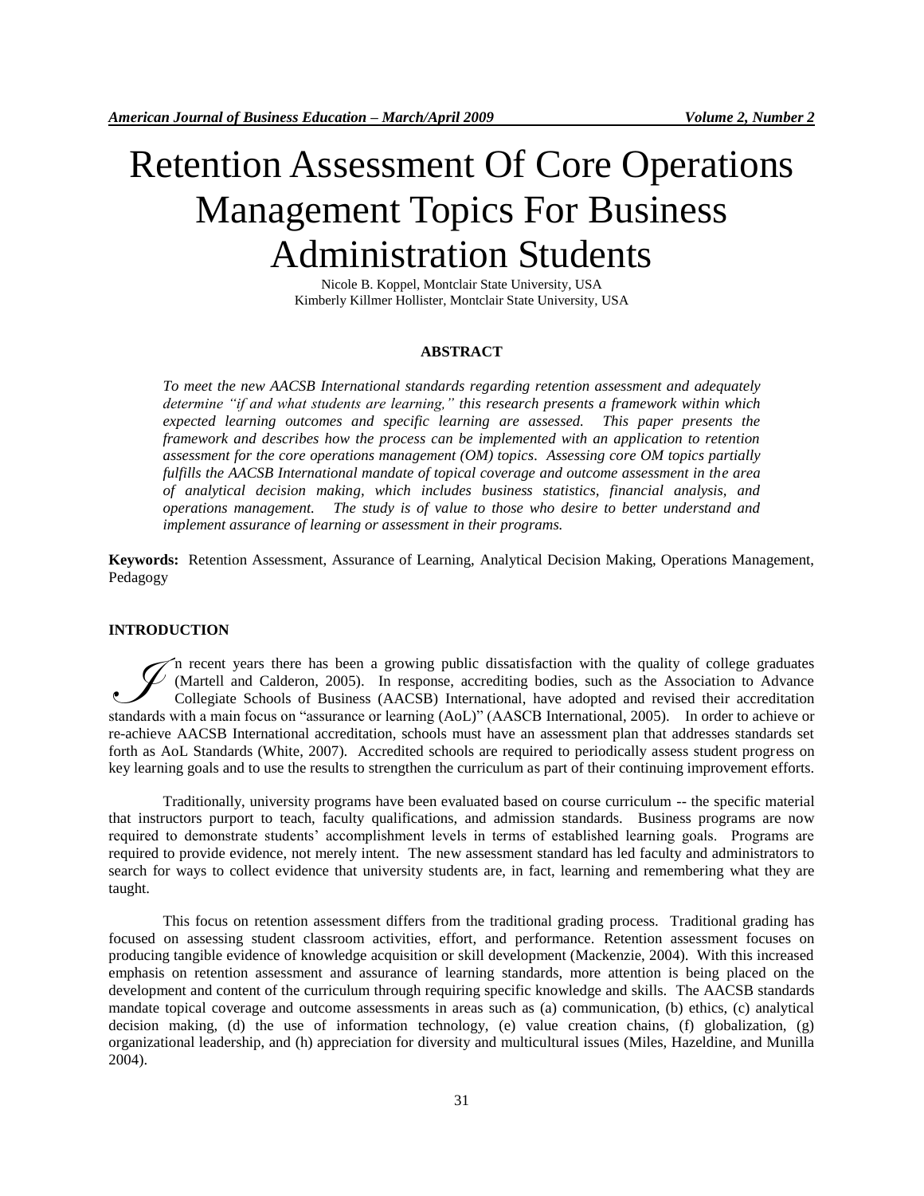# Retention Assessment Of Core Operations Management Topics For Business Administration Students

Nicole B. Koppel, Montclair State University, USA
Kimberly Killmer Hollister, Montclair State University, USA

## ABSTRACT

*To meet the new AACSB International standards regarding retention assessment and adequately determine "if and what students are learning," this research presents a framework within which expected learning outcomes and specific learning are assessed. This paper presents the framework and describes how the process can be implemented with an application to retention assessment for the core operations management (OM) topics. Assessing core OM topics partially fulfills the AACSB International mandate of topical coverage and outcome assessment in the area of analytical decision making, which includes business statistics, financial analysis, and operations management. The study is of value to those who desire to better understand and implement assurance of learning or assessment in their programs.*

**Keywords:** Retention Assessment, Assurance of Learning, Analytical Decision Making, Operations Management, Pedagogy

## INTRODUCTION

In recent years there has been a growing public dissatisfaction with the quality of college graduates (Martell and Calderon, 2005). In response, accrediting bodies, such as the Association to Advance Collegiate Schools of Business (AACSB) International, have adopted and revised their accreditation standards with a main focus on "assurance or learning (AoL)" (AASCB International, 2005). In order to achieve or re-achieve AACSB International accreditation, schools must have an assessment plan that addresses standards set forth as AoL Standards (White, 2007). Accredited schools are required to periodically assess student progress on key learning goals and to use the results to strengthen the curriculum as part of their continuing improvement efforts.

Traditionally, university programs have been evaluated based on course curriculum -- the specific material that instructors purport to teach, faculty qualifications, and admission standards. Business programs are now required to demonstrate students' accomplishment levels in terms of established learning goals. Programs are required to provide evidence, not merely intent. The new assessment standard has led faculty and administrators to search for ways to collect evidence that university students are, in fact, learning and remembering what they are taught.

This focus on retention assessment differs from the traditional grading process. Traditional grading has focused on assessing student classroom activities, effort, and performance. Retention assessment focuses on producing tangible evidence of knowledge acquisition or skill development (Mackenzie, 2004). With this increased emphasis on retention assessment and assurance of learning standards, more attention is being placed on the development and content of the curriculum through requiring specific knowledge and skills. The AACSB standards mandate topical coverage and outcome assessments in areas such as (a) communication, (b) ethics, (c) analytical decision making, (d) the use of information technology, (e) value creation chains, (f) globalization, (g) organizational leadership, and (h) appreciation for diversity and multicultural issues (Miles, Hazeldine, and Munilla 2004).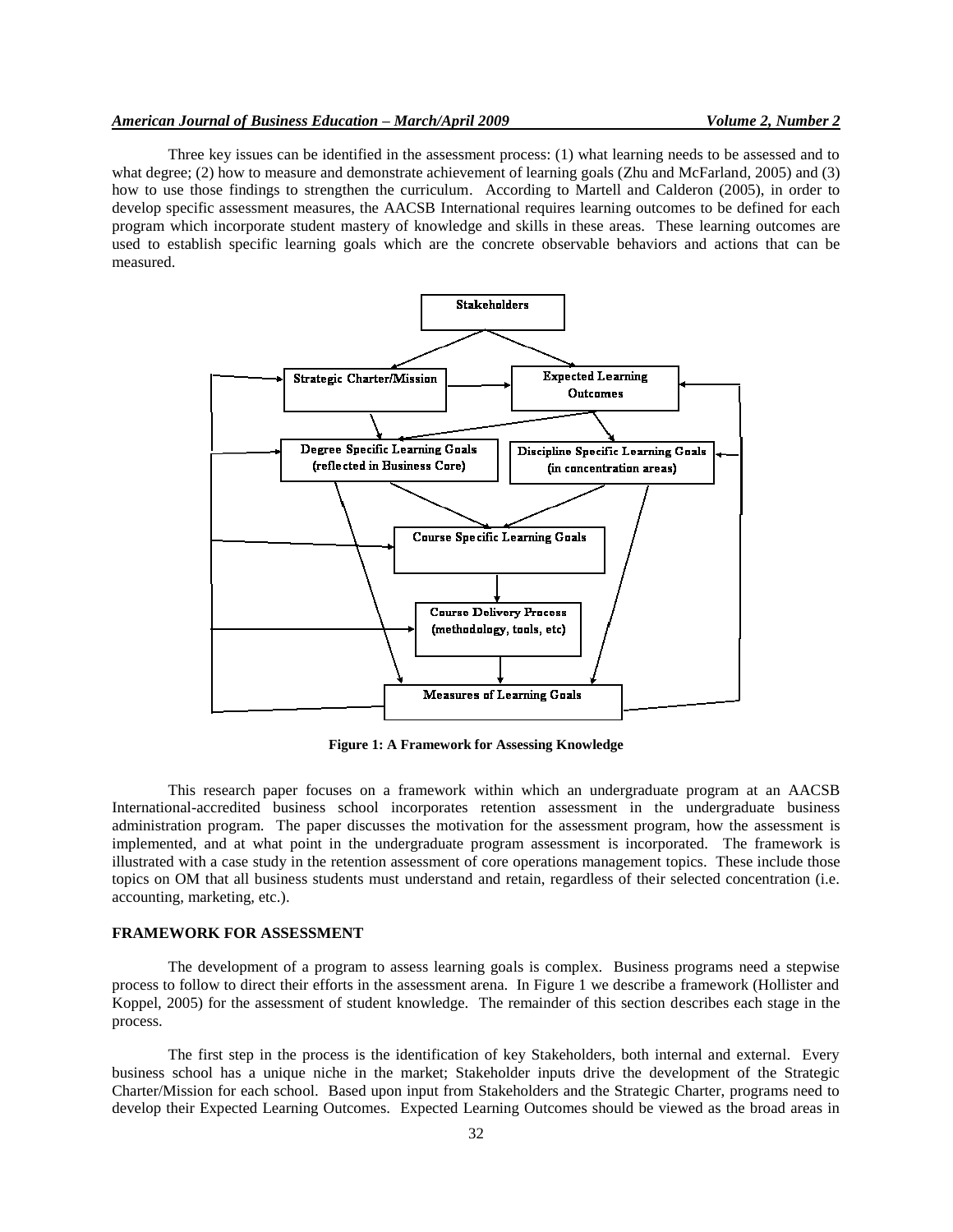Three key issues can be identified in the assessment process: (1) what learning needs to be assessed and to what degree; (2) how to measure and demonstrate achievement of learning goals (Zhu and McFarland, 2005) and (3) how to use those findings to strengthen the curriculum. According to Martell and Calderon (2005), in order to develop specific assessment measures, the AACSB International requires learning outcomes to be defined for each program which incorporate student mastery of knowledge and skills in these areas. These learning outcomes are used to establish specific learning goals which are the concrete observable behaviors and actions that can be measured.

Stakeholders

Strategic Charter/Mission

Expected Learning Outcomes

Degree Specific Learning Goals (reflected in Business Core)

Discipline Specific Learning Goals (in concentration areas)

Course Specific Learning Goals

Course Delivery Process (methodology, tools, etc)

Measures of Learning Goals

**Figure 1: A Framework for Assessing Knowledge**

This research paper focuses on a framework within which an undergraduate program at an AACSB International-accredited business school incorporates retention assessment in the undergraduate business administration program. The paper discusses the motivation for the assessment program, how the assessment is implemented, and at what point in the undergraduate program assessment is incorporated. The framework is illustrated with a case study in the retention assessment of core operations management topics. These include those topics on OM that all business students must understand and retain, regardless of their selected concentration (i.e. accounting, marketing, etc.).

## FRAMEWORK FOR ASSESSMENT

The development of a program to assess learning goals is complex. Business programs need a stepwise process to follow to direct their efforts in the assessment arena. In Figure 1 we describe a framework (Hollister and Koppel, 2005) for the assessment of student knowledge. The remainder of this section describes each stage in the process.

The first step in the process is the identification of key Stakeholders, both internal and external. Every business school has a unique niche in the market; Stakeholder inputs drive the development of the Strategic Charter/Mission for each school. Based upon input from Stakeholders and the Strategic Charter, programs need to develop their Expected Learning Outcomes. Expected Learning Outcomes should be viewed as the broad areas in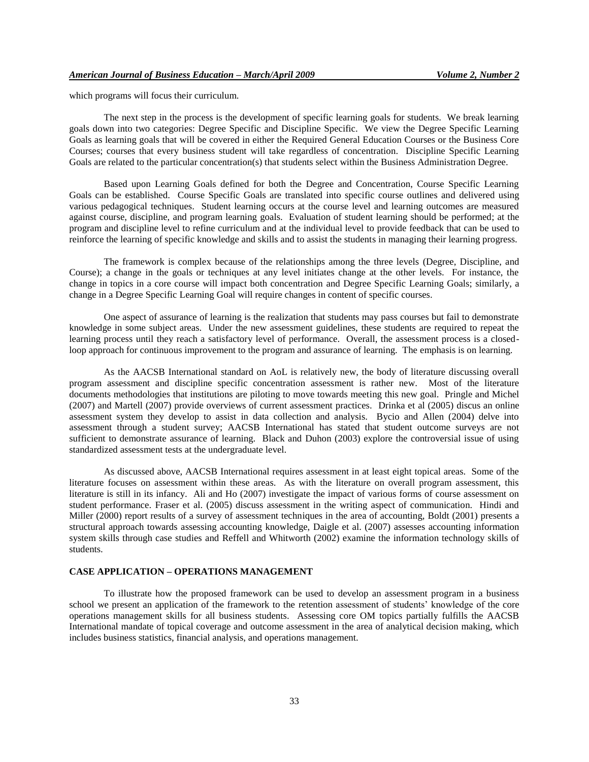which programs will focus their curriculum.

The next step in the process is the development of specific learning goals for students. We break learning goals down into two categories: Degree Specific and Discipline Specific. We view the Degree Specific Learning Goals as learning goals that will be covered in either the Required General Education Courses or the Business Core Courses; courses that every business student will take regardless of concentration. Discipline Specific Learning Goals are related to the particular concentration(s) that students select within the Business Administration Degree.

Based upon Learning Goals defined for both the Degree and Concentration, Course Specific Learning Goals can be established. Course Specific Goals are translated into specific course outlines and delivered using various pedagogical techniques. Student learning occurs at the course level and learning outcomes are measured against course, discipline, and program learning goals. Evaluation of student learning should be performed; at the program and discipline level to refine curriculum and at the individual level to provide feedback that can be used to reinforce the learning of specific knowledge and skills and to assist the students in managing their learning progress.

The framework is complex because of the relationships among the three levels (Degree, Discipline, and Course); a change in the goals or techniques at any level initiates change at the other levels. For instance, the change in topics in a core course will impact both concentration and Degree Specific Learning Goals; similarly, a change in a Degree Specific Learning Goal will require changes in content of specific courses.

One aspect of assurance of learning is the realization that students may pass courses but fail to demonstrate knowledge in some subject areas. Under the new assessment guidelines, these students are required to repeat the learning process until they reach a satisfactory level of performance. Overall, the assessment process is a closed-loop approach for continuous improvement to the program and assurance of learning. The emphasis is on learning.

As the AACSB International standard on AoL is relatively new, the body of literature discussing overall program assessment and discipline specific concentration assessment is rather new. Most of the literature documents methodologies that institutions are piloting to move towards meeting this new goal. Pringle and Michel (2007) and Martell (2007) provide overviews of current assessment practices. Drinka et al (2005) discus an online assessment system they develop to assist in data collection and analysis. Bycio and Allen (2004) delve into assessment through a student survey; AACSB International has stated that student outcome surveys are not sufficient to demonstrate assurance of learning. Black and Duhon (2003) explore the controversial issue of using standardized assessment tests at the undergraduate level.

As discussed above, AACSB International requires assessment in at least eight topical areas. Some of the literature focuses on assessment within these areas. As with the literature on overall program assessment, this literature is still in its infancy. Ali and Ho (2007) investigate the impact of various forms of course assessment on student performance. Fraser et al. (2005) discuss assessment in the writing aspect of communication. Hindi and Miller (2000) report results of a survey of assessment techniques in the area of accounting, Boldt (2001) presents a structural approach towards assessing accounting knowledge, Daigle et al. (2007) assesses accounting information system skills through case studies and Reffell and Whitworth (2002) examine the information technology skills of students.

## CASE APPLICATION – OPERATIONS MANAGEMENT

To illustrate how the proposed framework can be used to develop an assessment program in a business school we present an application of the framework to the retention assessment of students' knowledge of the core operations management skills for all business students. Assessing core OM topics partially fulfills the AACSB International mandate of topical coverage and outcome assessment in the area of analytical decision making, which includes business statistics, financial analysis, and operations management.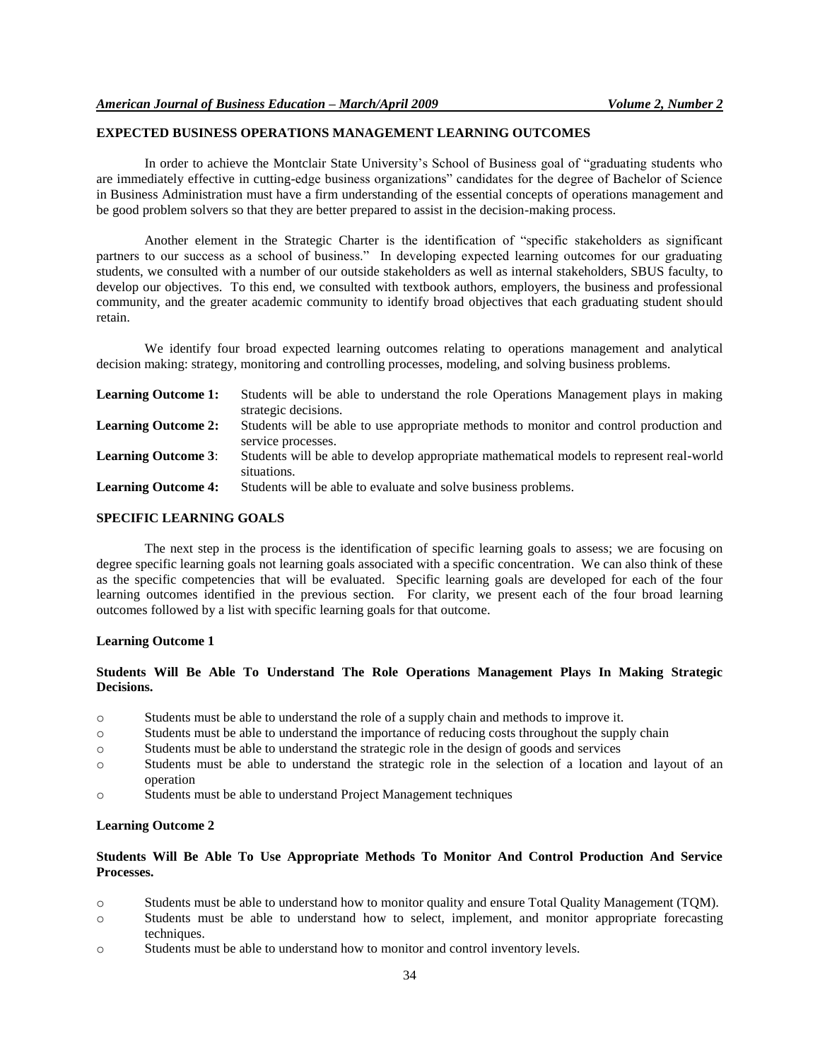## EXPECTED BUSINESS OPERATIONS MANAGEMENT LEARNING OUTCOMES

In order to achieve the Montclair State University's School of Business goal of "graduating students who are immediately effective in cutting-edge business organizations" candidates for the degree of Bachelor of Science in Business Administration must have a firm understanding of the essential concepts of operations management and be good problem solvers so that they are better prepared to assist in the decision-making process.

Another element in the Strategic Charter is the identification of "specific stakeholders as significant partners to our success as a school of business." In developing expected learning outcomes for our graduating students, we consulted with a number of our outside stakeholders as well as internal stakeholders, SBUS faculty, to develop our objectives. To this end, we consulted with textbook authors, employers, the business and professional community, and the greater academic community to identify broad objectives that each graduating student should retain.

We identify four broad expected learning outcomes relating to operations management and analytical decision making: strategy, monitoring and controlling processes, modeling, and solving business problems.

**Learning Outcome 1:** Students will be able to understand the role Operations Management plays in making strategic decisions.

**Learning Outcome 2:** Students will be able to use appropriate methods to monitor and control production and service processes.

**Learning Outcome 3**: Students will be able to develop appropriate mathematical models to represent real-world situations.

**Learning Outcome 4:** Students will be able to evaluate and solve business problems.

## SPECIFIC LEARNING GOALS

The next step in the process is the identification of specific learning goals to assess; we are focusing on degree specific learning goals not learning goals associated with a specific concentration. We can also think of these as the specific competencies that will be evaluated. Specific learning goals are developed for each of the four learning outcomes identified in the previous section. For clarity, we present each of the four broad learning outcomes followed by a list with specific learning goals for that outcome.

### Learning Outcome 1

**Students Will Be Able To Understand The Role Operations Management Plays In Making Strategic Decisions.**

- Students must be able to understand the role of a supply chain and methods to improve it.
- Students must be able to understand the importance of reducing costs throughout the supply chain
- Students must be able to understand the strategic role in the design of goods and services
- Students must be able to understand the strategic role in the selection of a location and layout of an operation
- Students must be able to understand Project Management techniques

### Learning Outcome 2

**Students Will Be Able To Use Appropriate Methods To Monitor And Control Production And Service Processes.**

- Students must be able to understand how to monitor quality and ensure Total Quality Management (TQM).
- Students must be able to understand how to select, implement, and monitor appropriate forecasting techniques.
- Students must be able to understand how to monitor and control inventory levels.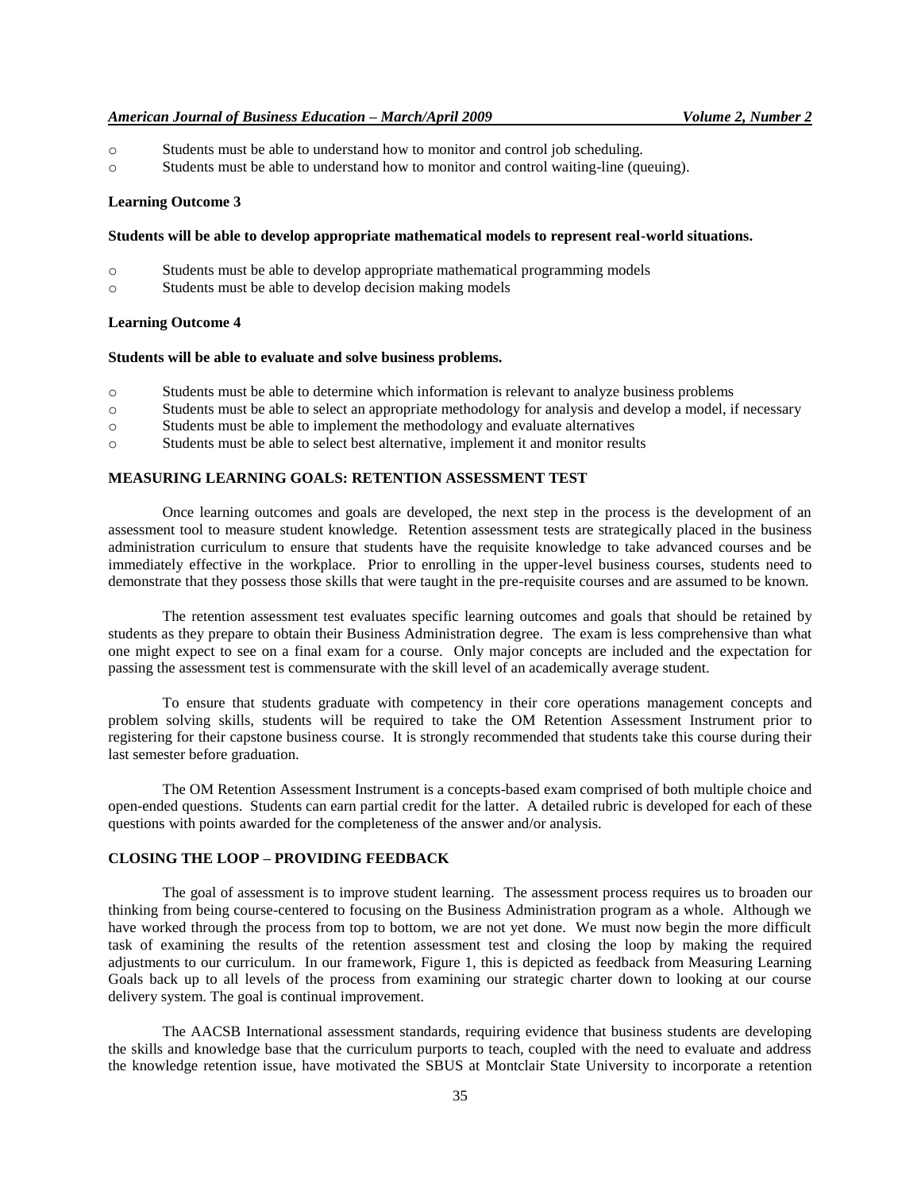- Students must be able to understand how to monitor and control job scheduling.
- Students must be able to understand how to monitor and control waiting-line (queuing).

**Learning Outcome 3**

**Students will be able to develop appropriate mathematical models to represent real-world situations.**

- Students must be able to develop appropriate mathematical programming models
- Students must be able to develop decision making models

**Learning Outcome 4**

**Students will be able to evaluate and solve business problems.**

- Students must be able to determine which information is relevant to analyze business problems
- Students must be able to select an appropriate methodology for analysis and develop a model, if necessary
- Students must be able to implement the methodology and evaluate alternatives
- Students must be able to select best alternative, implement it and monitor results

## MEASURING LEARNING GOALS: RETENTION ASSESSMENT TEST

Once learning outcomes and goals are developed, the next step in the process is the development of an assessment tool to measure student knowledge. Retention assessment tests are strategically placed in the business administration curriculum to ensure that students have the requisite knowledge to take advanced courses and be immediately effective in the workplace. Prior to enrolling in the upper-level business courses, students need to demonstrate that they possess those skills that were taught in the pre-requisite courses and are assumed to be known.

The retention assessment test evaluates specific learning outcomes and goals that should be retained by students as they prepare to obtain their Business Administration degree. The exam is less comprehensive than what one might expect to see on a final exam for a course. Only major concepts are included and the expectation for passing the assessment test is commensurate with the skill level of an academically average student.

To ensure that students graduate with competency in their core operations management concepts and problem solving skills, students will be required to take the OM Retention Assessment Instrument prior to registering for their capstone business course. It is strongly recommended that students take this course during their last semester before graduation.

The OM Retention Assessment Instrument is a concepts-based exam comprised of both multiple choice and open-ended questions. Students can earn partial credit for the latter. A detailed rubric is developed for each of these questions with points awarded for the completeness of the answer and/or analysis.

## CLOSING THE LOOP – PROVIDING FEEDBACK

The goal of assessment is to improve student learning. The assessment process requires us to broaden our thinking from being course-centered to focusing on the Business Administration program as a whole. Although we have worked through the process from top to bottom, we are not yet done. We must now begin the more difficult task of examining the results of the retention assessment test and closing the loop by making the required adjustments to our curriculum. In our framework, Figure 1, this is depicted as feedback from Measuring Learning Goals back up to all levels of the process from examining our strategic charter down to looking at our course delivery system. The goal is continual improvement.

The AACSB International assessment standards, requiring evidence that business students are developing the skills and knowledge base that the curriculum purports to teach, coupled with the need to evaluate and address the knowledge retention issue, have motivated the SBUS at Montclair State University to incorporate a retention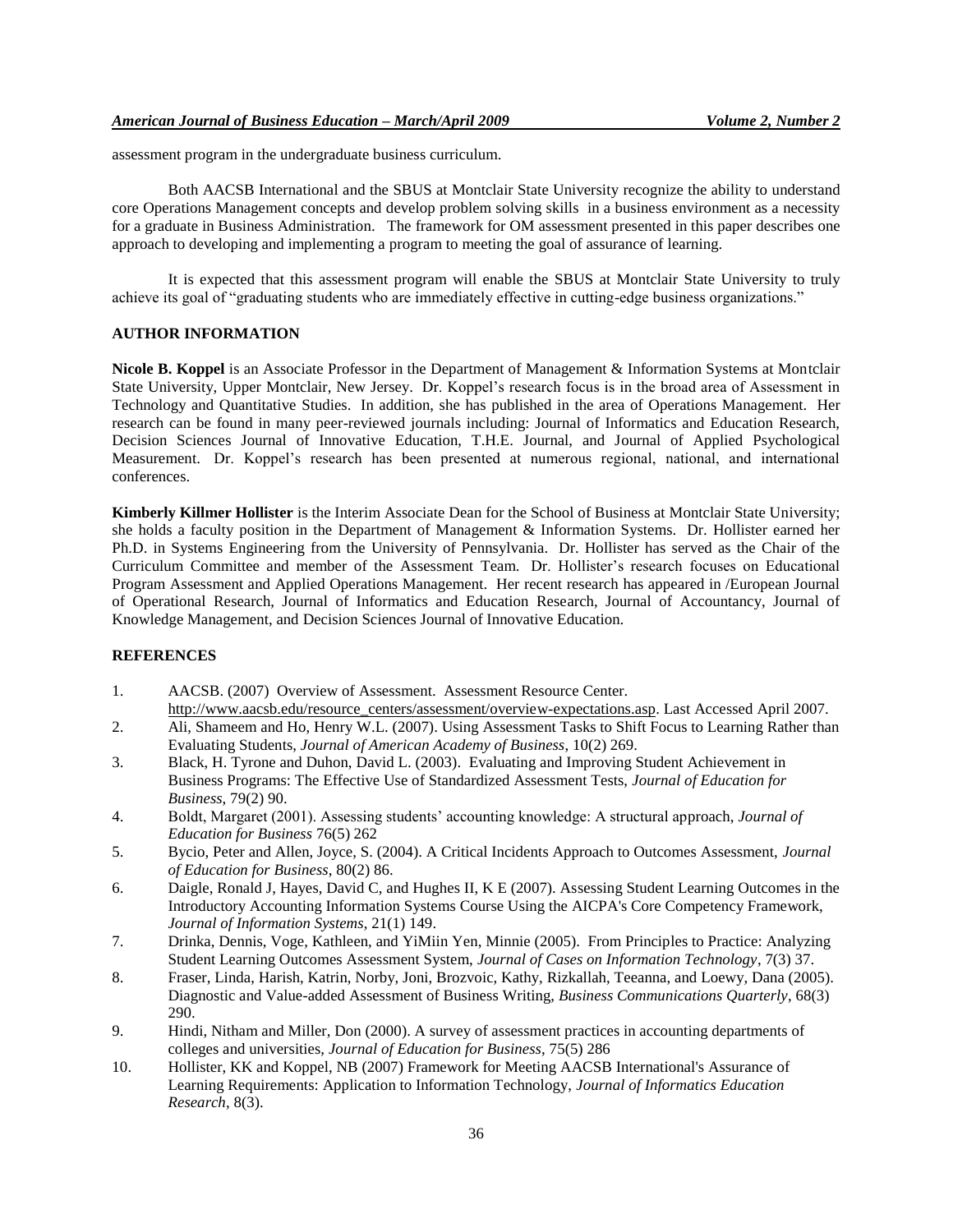assessment program in the undergraduate business curriculum.

Both AACSB International and the SBUS at Montclair State University recognize the ability to understand core Operations Management concepts and develop problem solving skills in a business environment as a necessity for a graduate in Business Administration. The framework for OM assessment presented in this paper describes one approach to developing and implementing a program to meeting the goal of assurance of learning.

It is expected that this assessment program will enable the SBUS at Montclair State University to truly achieve its goal of "graduating students who are immediately effective in cutting-edge business organizations."

## AUTHOR INFORMATION

**Nicole B. Koppel** is an Associate Professor in the Department of Management & Information Systems at Montclair State University, Upper Montclair, New Jersey. Dr. Koppel's research focus is in the broad area of Assessment in Technology and Quantitative Studies. In addition, she has published in the area of Operations Management. Her research can be found in many peer-reviewed journals including: Journal of Informatics and Education Research, Decision Sciences Journal of Innovative Education, T.H.E. Journal, and Journal of Applied Psychological Measurement. Dr. Koppel's research has been presented at numerous regional, national, and international conferences.

**Kimberly Killmer Hollister** is the Interim Associate Dean for the School of Business at Montclair State University; she holds a faculty position in the Department of Management & Information Systems. Dr. Hollister earned her Ph.D. in Systems Engineering from the University of Pennsylvania. Dr. Hollister has served as the Chair of the Curriculum Committee and member of the Assessment Team. Dr. Hollister's research focuses on Educational Program Assessment and Applied Operations Management. Her recent research has appeared in /European Journal of Operational Research, Journal of Informatics and Education Research, Journal of Accountancy, Journal of Knowledge Management, and Decision Sciences Journal of Innovative Education.

## REFERENCES

1. AACSB. (2007) Overview of Assessment. Assessment Resource Center. http://www.aacsb.edu/resource_centers/assessment/overview-expectations.asp. Last Accessed April 2007.
2. Ali, Shameem and Ho, Henry W.L. (2007). Using Assessment Tasks to Shift Focus to Learning Rather than Evaluating Students, *Journal of American Academy of Business*, 10(2) 269.
3. Black, H. Tyrone and Duhon, David L. (2003). Evaluating and Improving Student Achievement in Business Programs: The Effective Use of Standardized Assessment Tests, *Journal of Education for Business*, 79(2) 90.
4. Boldt, Margaret (2001). Assessing students' accounting knowledge: A structural approach, *Journal of Education for Business* 76(5) 262
5. Bycio, Peter and Allen, Joyce, S. (2004). A Critical Incidents Approach to Outcomes Assessment, *Journal of Education for Business*, 80(2) 86.
6. Daigle, Ronald J, Hayes, David C, and Hughes II, K E (2007). Assessing Student Learning Outcomes in the Introductory Accounting Information Systems Course Using the AICPA's Core Competency Framework, *Journal of Information Systems*, 21(1) 149.
7. Drinka, Dennis, Voge, Kathleen, and YiMiin Yen, Minnie (2005). From Principles to Practice: Analyzing Student Learning Outcomes Assessment System, *Journal of Cases on Information Technology*, 7(3) 37.
8. Fraser, Linda, Harish, Katrin, Norby, Joni, Brozvoic, Kathy, Rizkallah, Teeanna, and Loewy, Dana (2005). Diagnostic and Value-added Assessment of Business Writing, *Business Communications Quarterly*, 68(3) 290.
9. Hindi, Nitham and Miller, Don (2000). A survey of assessment practices in accounting departments of colleges and universities, *Journal of Education for Business*, 75(5) 286
10. Hollister, KK and Koppel, NB (2007) Framework for Meeting AACSB International's Assurance of Learning Requirements: Application to Information Technology, *Journal of Informatics Education Research*, 8(3).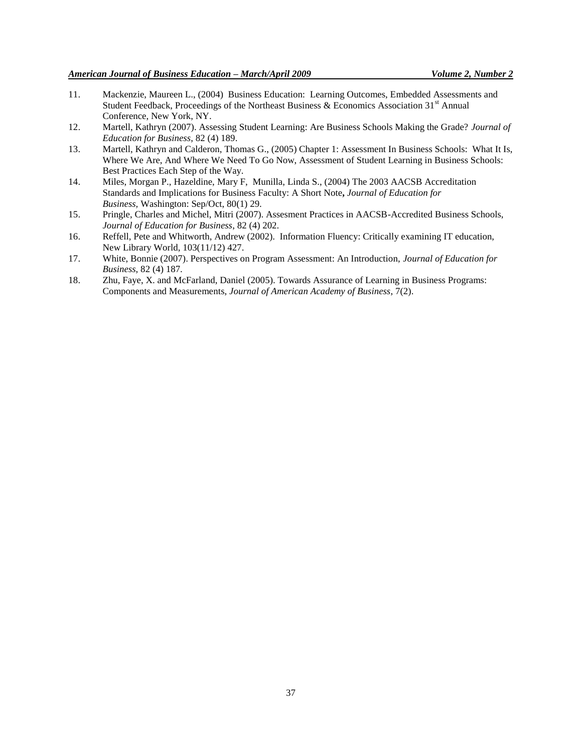11. Mackenzie, Maureen L., (2004) Business Education: Learning Outcomes, Embedded Assessments and Student Feedback, Proceedings of the Northeast Business & Economics Association 31st Annual Conference, New York, NY.
12. Martell, Kathryn (2007). Assessing Student Learning: Are Business Schools Making the Grade? *Journal of Education for Business*, 82 (4) 189.
13. Martell, Kathryn and Calderon, Thomas G., (2005) Chapter 1: Assessment In Business Schools: What It Is, Where We Are, And Where We Need To Go Now, Assessment of Student Learning in Business Schools: Best Practices Each Step of the Way.
14. Miles, Morgan P., Hazeldine, Mary F, Munilla, Linda S., (2004) The 2003 AACSB Accreditation Standards and Implications for Business Faculty: A Short Note**,** *Journal of Education for Business,* Washington: Sep/Oct, 80(1) 29.
15. Pringle, Charles and Michel, Mitri (2007). Assesment Practices in AACSB-Accredited Business Schools, *Journal of Education for Business*, 82 (4) 202.
16. Reffell, Pete and Whitworth, Andrew (2002). Information Fluency: Critically examining IT education, New Library World, 103(11/12) 427.
17. White, Bonnie (2007). Perspectives on Program Assessment: An Introduction, *Journal of Education for Business*, 82 (4) 187.
18. Zhu, Faye, X. and McFarland, Daniel (2005). Towards Assurance of Learning in Business Programs: Components and Measurements, *Journal of American Academy of Business*, 7(2).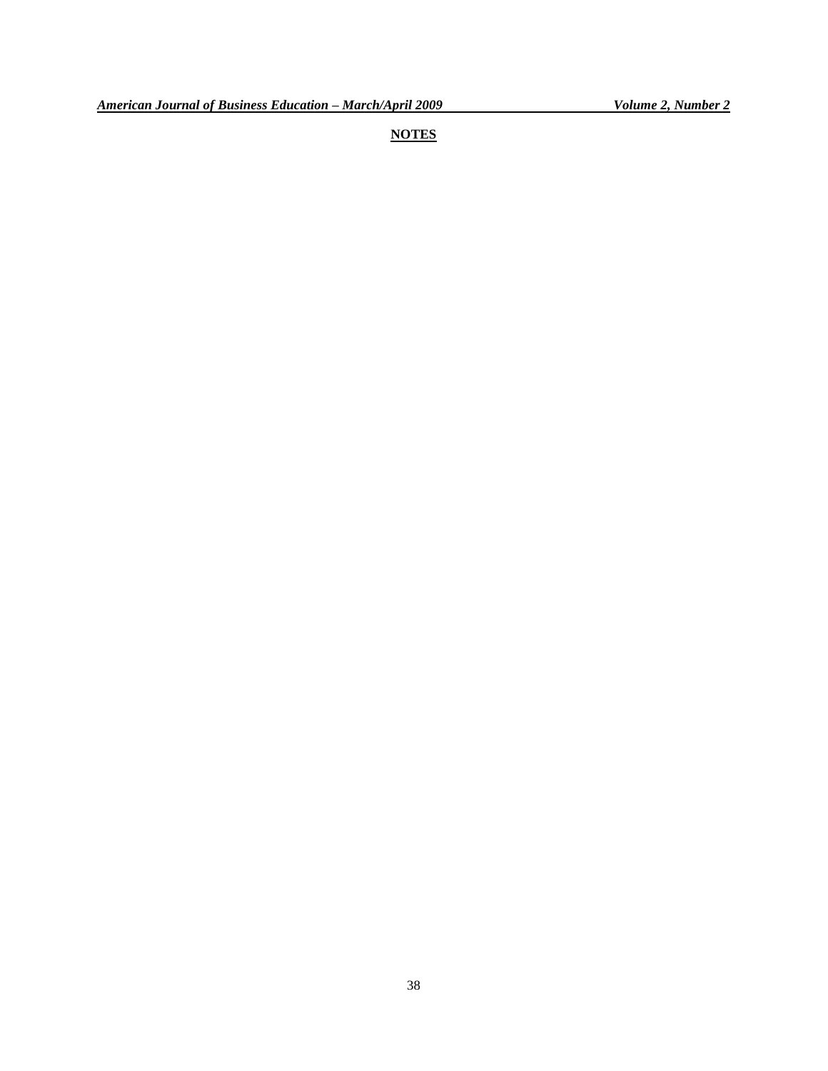**NOTES**